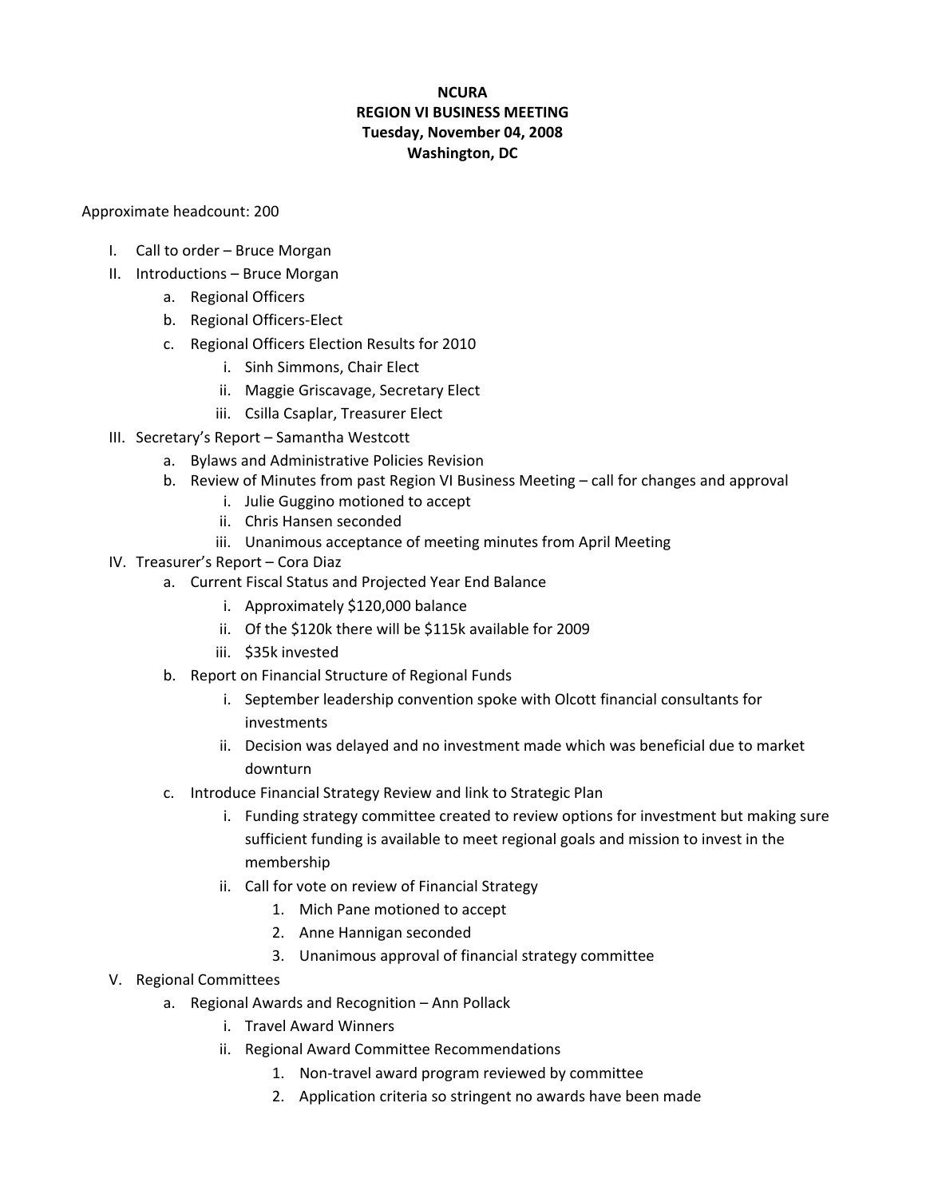**NCURA**
**REGION VI BUSINESS MEETING**
**Tuesday, November 04, 2008**
**Washington, DC**

Approximate headcount: 200

- I. Call to order – Bruce Morgan
- II. Introductions – Bruce Morgan
  - a. Regional Officers
  - b. Regional Officers-Elect
  - c. Regional Officers Election Results for 2010
    - i. Sinh Simmons, Chair Elect
    - ii. Maggie Griscavage, Secretary Elect
    - iii. Csilla Csaplar, Treasurer Elect
- III. Secretary's Report – Samantha Westcott
  - a. Bylaws and Administrative Policies Revision
  - b. Review of Minutes from past Region VI Business Meeting – call for changes and approval
    - i. Julie Guggino motioned to accept
    - ii. Chris Hansen seconded
    - iii. Unanimous acceptance of meeting minutes from April Meeting
- IV. Treasurer's Report – Cora Diaz
  - a. Current Fiscal Status and Projected Year End Balance
    - i. Approximately $120,000 balance
    - ii. Of the $120k there will be $115k available for 2009
    - iii. $35k invested
  - b. Report on Financial Structure of Regional Funds
    - i. September leadership convention spoke with Olcott financial consultants for investments
    - ii. Decision was delayed and no investment made which was beneficial due to market downturn
  - c. Introduce Financial Strategy Review and link to Strategic Plan
    - i. Funding strategy committee created to review options for investment but making sure sufficient funding is available to meet regional goals and mission to invest in the membership
    - ii. Call for vote on review of Financial Strategy
      1. Mich Pane motioned to accept
      2. Anne Hannigan seconded
      3. Unanimous approval of financial strategy committee
- V. Regional Committees
  - a. Regional Awards and Recognition – Ann Pollack
    - i. Travel Award Winners
    - ii. Regional Award Committee Recommendations
      1. Non-travel award program reviewed by committee
      2. Application criteria so stringent no awards have been made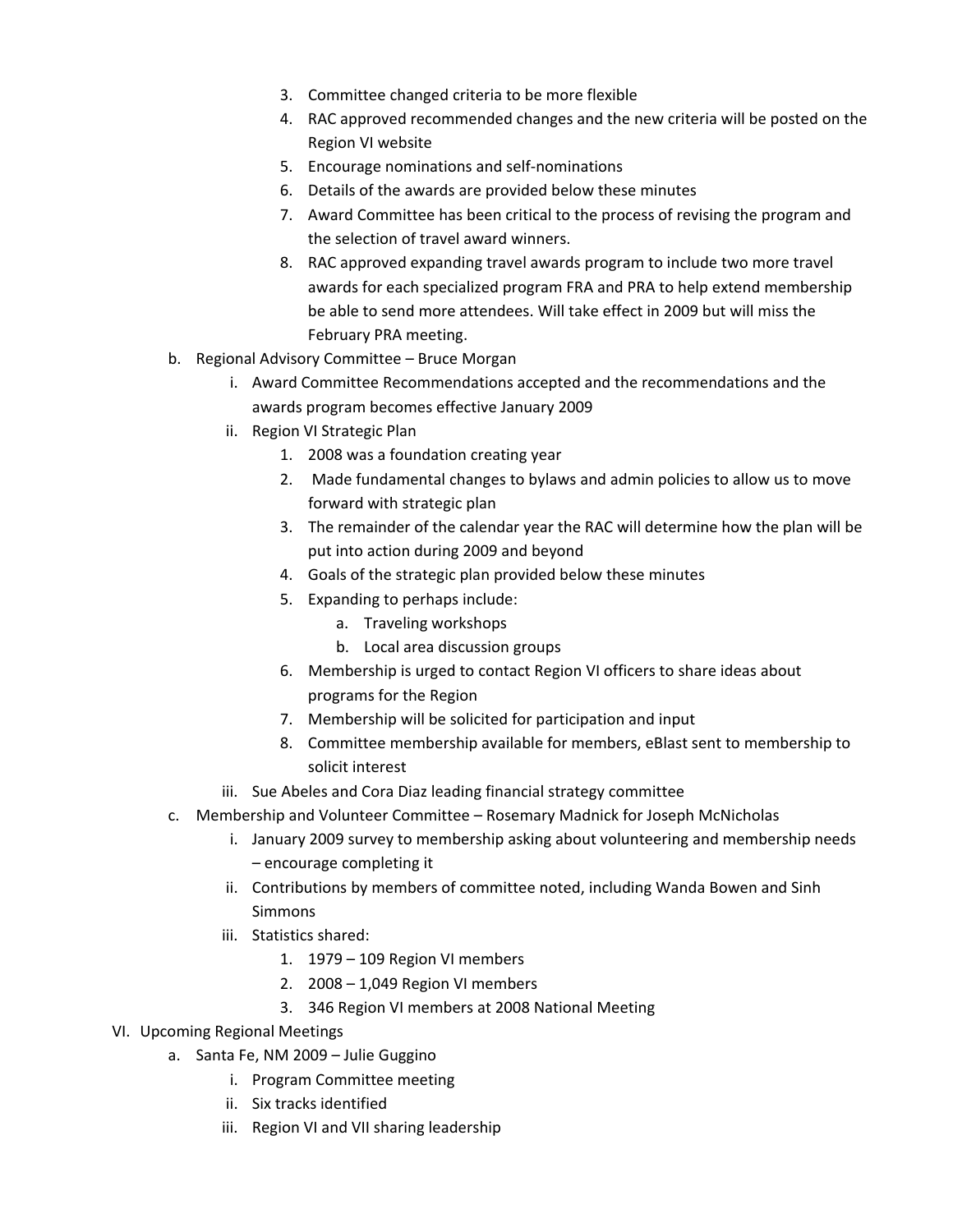3. Committee changed criteria to be more flexible
        4. RAC approved recommended changes and the new criteria will be posted on the Region VI website
        5. Encourage nominations and self-nominations
        6. Details of the awards are provided below these minutes
        7. Award Committee has been critical to the process of revising the program and the selection of travel award winners.
        8. RAC approved expanding travel awards program to include two more travel awards for each specialized program FRA and PRA to help extend membership be able to send more attendees. Will take effect in 2009 but will miss the February PRA meeting.

   b. Regional Advisory Committee – Bruce Morgan
      i. Award Committee Recommendations accepted and the recommendations and the awards program becomes effective January 2009
      ii. Region VI Strategic Plan
         1. 2008 was a foundation creating year
         2. Made fundamental changes to bylaws and admin policies to allow us to move forward with strategic plan
         3. The remainder of the calendar year the RAC will determine how the plan will be put into action during 2009 and beyond
         4. Goals of the strategic plan provided below these minutes
         5. Expanding to perhaps include:
            a. Traveling workshops
            b. Local area discussion groups
         6. Membership is urged to contact Region VI officers to share ideas about programs for the Region
         7. Membership will be solicited for participation and input
         8. Committee membership available for members, eBlast sent to membership to solicit interest
      iii. Sue Abeles and Cora Diaz leading financial strategy committee

   c. Membership and Volunteer Committee – Rosemary Madnick for Joseph McNicholas
      i. January 2009 survey to membership asking about volunteering and membership needs – encourage completing it
      ii. Contributions by members of committee noted, including Wanda Bowen and Sinh Simmons
      iii. Statistics shared:
         1. 1979 – 109 Region VI members
         2. 2008 – 1,049 Region VI members
         3. 346 Region VI members at 2008 National Meeting

VI. Upcoming Regional Meetings

   a. Santa Fe, NM 2009 – Julie Guggino
      i. Program Committee meeting
      ii. Six tracks identified
      iii. Region VI and VII sharing leadership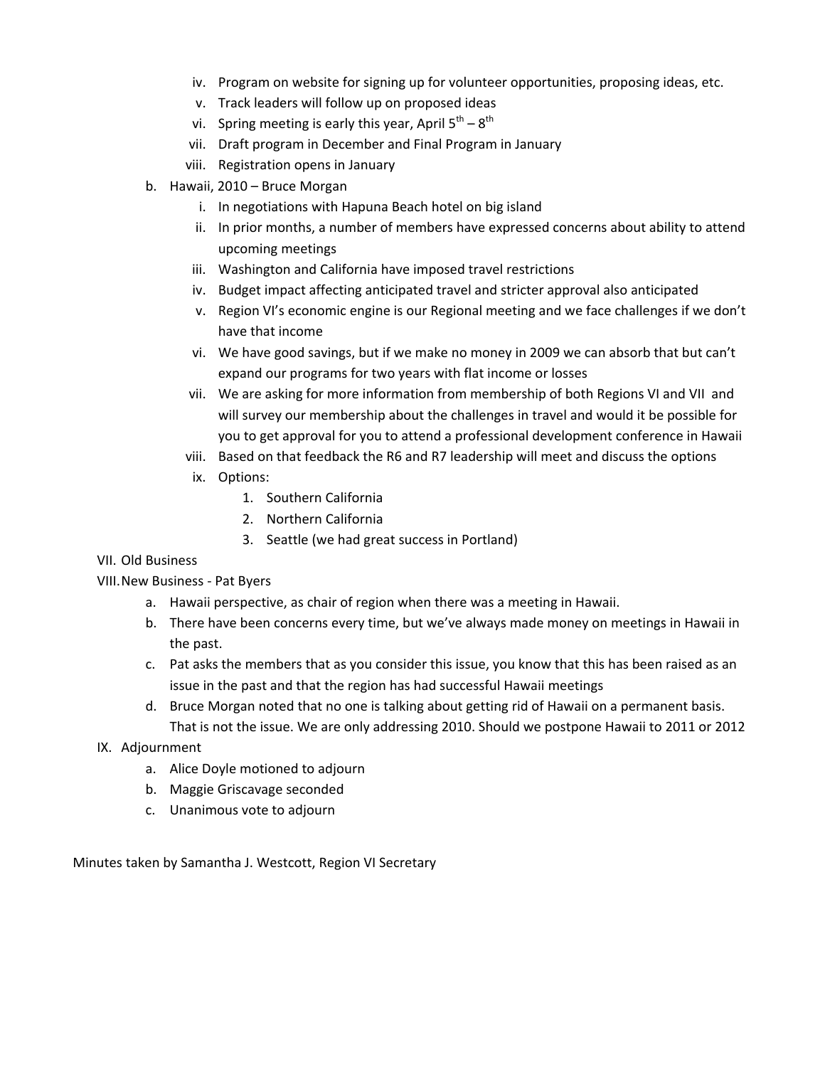iv. Program on website for signing up for volunteer opportunities, proposing ideas, etc.
   v. Track leaders will follow up on proposed ideas
   vi. Spring meeting is early this year, April 5th – 8th
   vii. Draft program in December and Final Program in January
   viii. Registration opens in January

b. Hawaii, 2010 – Bruce Morgan
   i. In negotiations with Hapuna Beach hotel on big island
   ii. In prior months, a number of members have expressed concerns about ability to attend upcoming meetings
   iii. Washington and California have imposed travel restrictions
   iv. Budget impact affecting anticipated travel and stricter approval also anticipated
   v. Region VI's economic engine is our Regional meeting and we face challenges if we don't have that income
   vi. We have good savings, but if we make no money in 2009 we can absorb that but can't expand our programs for two years with flat income or losses
   vii. We are asking for more information from membership of both Regions VI and VII and will survey our membership about the challenges in travel and would it be possible for you to get approval for you to attend a professional development conference in Hawaii
   viii. Based on that feedback the R6 and R7 leadership will meet and discuss the options
   ix. Options:
      1. Southern California
      2. Northern California
      3. Seattle (we had great success in Portland)

VII. Old Business

VIII. New Business - Pat Byers
   a. Hawaii perspective, as chair of region when there was a meeting in Hawaii.
   b. There have been concerns every time, but we've always made money on meetings in Hawaii in the past.
   c. Pat asks the members that as you consider this issue, you know that this has been raised as an issue in the past and that the region has had successful Hawaii meetings
   d. Bruce Morgan noted that no one is talking about getting rid of Hawaii on a permanent basis. That is not the issue. We are only addressing 2010. Should we postpone Hawaii to 2011 or 2012

IX. Adjournment
   a. Alice Doyle motioned to adjourn
   b. Maggie Griscavage seconded
   c. Unanimous vote to adjourn

Minutes taken by Samantha J. Westcott, Region VI Secretary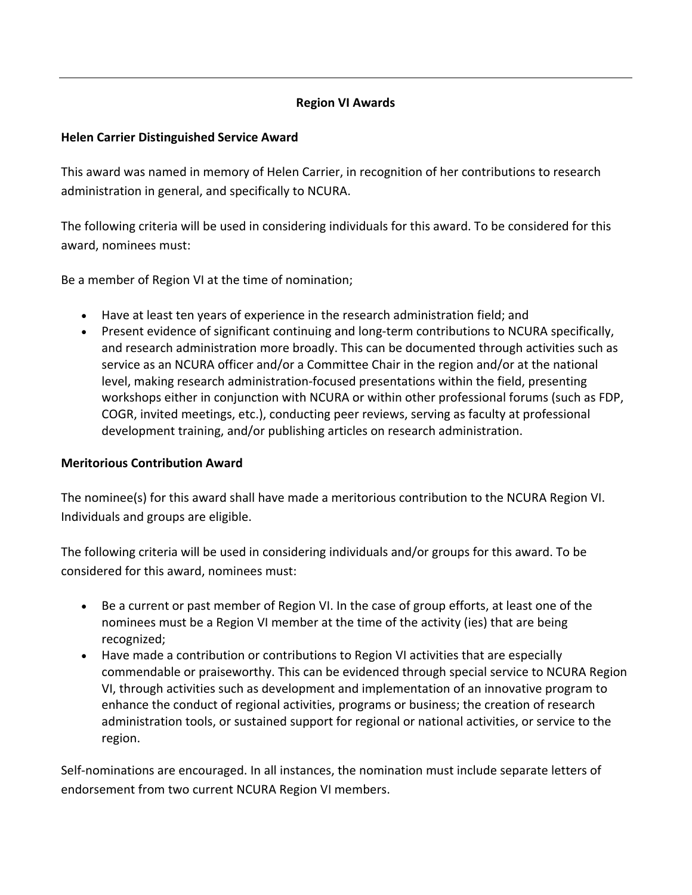## Region VI Awards

### Helen Carrier Distinguished Service Award

This award was named in memory of Helen Carrier, in recognition of her contributions to research administration in general, and specifically to NCURA.

The following criteria will be used in considering individuals for this award. To be considered for this award, nominees must:

Be a member of Region VI at the time of nomination;

- Have at least ten years of experience in the research administration field; and
- Present evidence of significant continuing and long-term contributions to NCURA specifically, and research administration more broadly. This can be documented through activities such as service as an NCURA officer and/or a Committee Chair in the region and/or at the national level, making research administration-focused presentations within the field, presenting workshops either in conjunction with NCURA or within other professional forums (such as FDP, COGR, invited meetings, etc.), conducting peer reviews, serving as faculty at professional development training, and/or publishing articles on research administration.

### Meritorious Contribution Award

The nominee(s) for this award shall have made a meritorious contribution to the NCURA Region VI. Individuals and groups are eligible.

The following criteria will be used in considering individuals and/or groups for this award. To be considered for this award, nominees must:

- Be a current or past member of Region VI. In the case of group efforts, at least one of the nominees must be a Region VI member at the time of the activity (ies) that are being recognized;
- Have made a contribution or contributions to Region VI activities that are especially commendable or praiseworthy. This can be evidenced through special service to NCURA Region VI, through activities such as development and implementation of an innovative program to enhance the conduct of regional activities, programs or business; the creation of research administration tools, or sustained support for regional or national activities, or service to the region.

Self-nominations are encouraged. In all instances, the nomination must include separate letters of endorsement from two current NCURA Region VI members.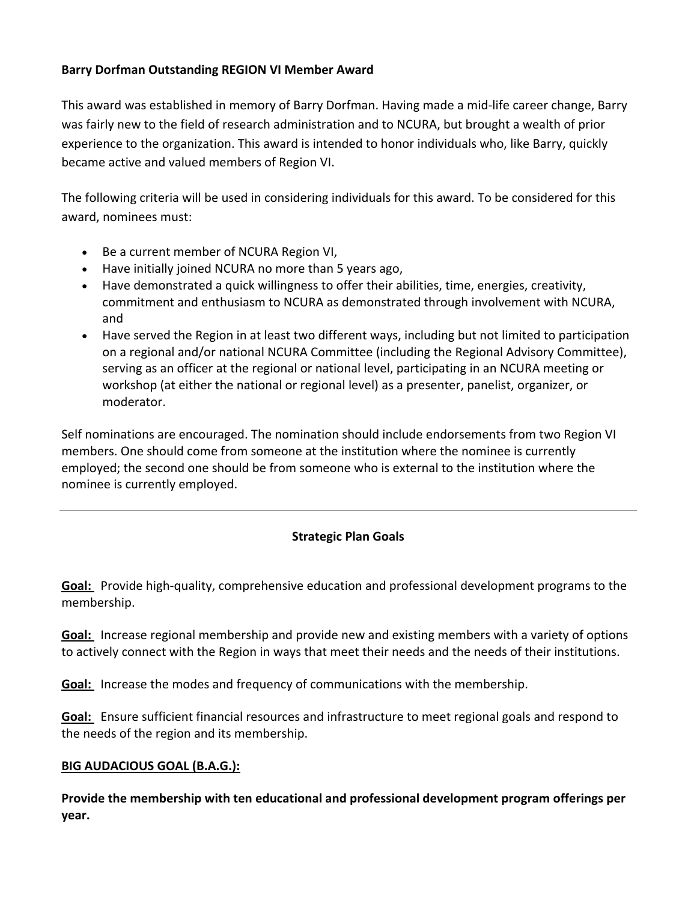**Barry Dorfman Outstanding REGION VI Member Award**

This award was established in memory of Barry Dorfman. Having made a mid-life career change, Barry was fairly new to the field of research administration and to NCURA, but brought a wealth of prior experience to the organization. This award is intended to honor individuals who, like Barry, quickly became active and valued members of Region VI.

The following criteria will be used in considering individuals for this award. To be considered for this award, nominees must:

- Be a current member of NCURA Region VI,
- Have initially joined NCURA no more than 5 years ago,
- Have demonstrated a quick willingness to offer their abilities, time, energies, creativity, commitment and enthusiasm to NCURA as demonstrated through involvement with NCURA, and
- Have served the Region in at least two different ways, including but not limited to participation on a regional and/or national NCURA Committee (including the Regional Advisory Committee), serving as an officer at the regional or national level, participating in an NCURA meeting or workshop (at either the national or regional level) as a presenter, panelist, organizer, or moderator.

Self nominations are encouraged. The nomination should include endorsements from two Region VI members. One should come from someone at the institution where the nominee is currently employed; the second one should be from someone who is external to the institution where the nominee is currently employed.

---

**Strategic Plan Goals**

**Goal:** Provide high-quality, comprehensive education and professional development programs to the membership.

**Goal:** Increase regional membership and provide new and existing members with a variety of options to actively connect with the Region in ways that meet their needs and the needs of their institutions.

**Goal:** Increase the modes and frequency of communications with the membership.

**Goal:** Ensure sufficient financial resources and infrastructure to meet regional goals and respond to the needs of the region and its membership.

**BIG AUDACIOUS GOAL (B.A.G.):**

**Provide the membership with ten educational and professional development program offerings per year.**